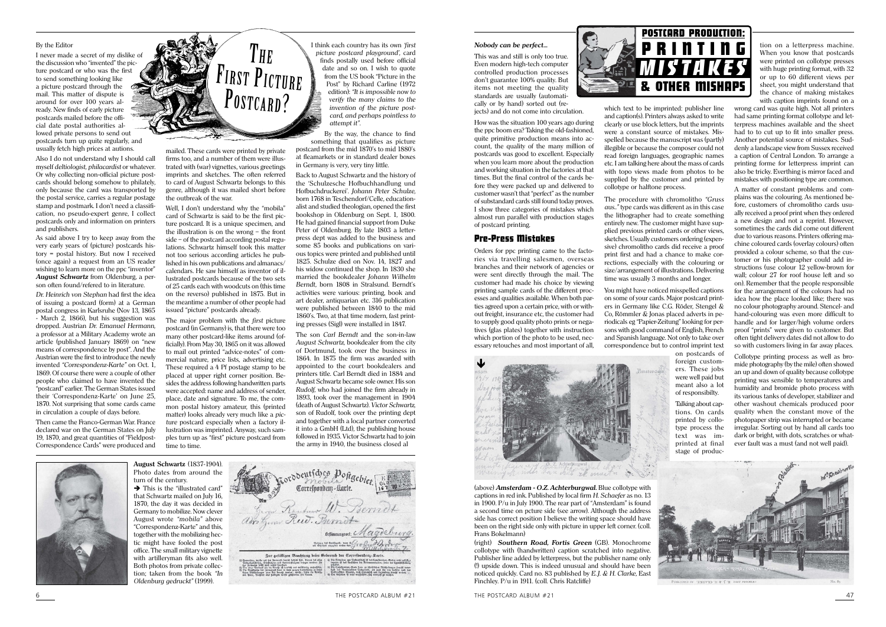# The First Picture Postcard?

By the Editor

I never made a secret of my dislike of the discussion who "invented" the picture postcard or who was the first to send something looking like a picture postcard through the mail. This matter of dispute is around for over 100 years already. New finds of early picture postcards mailed before the official date postal authorities allowed private persons to send out postcards turn up quite regularly, and usually fetch high prices at autions.

Also I do not understand why I should call myself *deltiologist*, *philacardist* or whatever. Or why collecting non-official picture postcards should belong somehow to philately, only because the card was transported by the postal service, carries a regular postage stamp and postmark. I don't need a classification, no pseudo-expert genre, I collect postcards only and information on printers and publishers.

As said above I try to keep away from the very early years of (picture) postcards history = postal history. But now I received (once again) a request from an US reader wishing to learn more on the ppc "inventor" ***August Schwartz*** from Oldenburg, a person often found/refered to in literature.

*Dr. Heinrich von Stephan* had first the idea of issuing a postcard (form) at a German postal congress in Karlsruhe (Nov 13, 1865 - March 2, 1866), but his suggestion was dropped. Austrian *Dr. Emanuel Hermann*, a professor at a Military Academy wrote an article (published January 1869) on "new means of correspondence by post". And the Austrian were the first to introduce the newly invented *"Correspondenz-Karte"* on Oct. 1, 1869. Of course there were a couple of other people who claimed to have invented the "postcard" earlier. The German States issued their 'Correspondenz-Karte' on June 25, 1870. Not surprising that some cards came in circulation a couple of days before.

Then came the Franco-German War. France declared war on the German States on July 19, 1870, and great quantities of "Fieldpost-Correspondence Cards" were produced and mailed. These cards were printed by private firms too, and a number of them were illustrated with (war) vignettes, various greetings imprints and sketches. The often referred to card of August Schwartz belongs to this genre, although it was mailed short before the outbreak of the war.

Well, I don't understand why the "mobila" card of Schwartz is said to be the first picture postcard. It is a unique specimen, and the illustration is on the wrong – the front side – of the postcard according postal regulations. Schwartz himself took this matter not too serious according articles he published in his own publications and almanacs/calendars. He saw himself as inventor of illustrated postcards because of the two sets of 25 cards each with woodcuts on (this time on the reverso) published in 1875. But in the meantime a number of other people had issued "picture" postcards already.

The major problem with the *first* picture postcard (in Germany) is, that there were too many other postcard-like items around (officially). From May 30, 1865 on it was allowed to mail out printed "advice-notes" of commercial nature, price lists, advertising etc. These required a 1/4 Pf postage stamp to be placed at upper right corner position. Besides the address following handwritten parts were accepted: name and address of sender, place, date and signature. To me, the common postal history amateur, this (printed matter) looks already very much like a *picture* postcard especially when a factory illustration was imprinted. Anyway, such samples turn up as "first" picture postcard from time to time.

I think each country has its own *'first picture postcard playground'*, card finds postally used before official date and so on. I wish to quote from the US book "Picture in the Post" by Richard Carline (1972 edition): *"It is impossible now to verify the many claims to the invention of the picture postcard, and perhaps pointless to attempt it"*.

By the way, the chance to find something that qualifies as picture postcard from the mid 1870's to mid 1880's at fleamarkets or in standard dealer boxes in Germany is very, very tiny little.

Back to August Schwartz and the history of the 'Schulzesche Hofbuchhandlung und Hofbuchdruckerei'. *Johann Peter Schulze*, born 1768 in Teschendorf/Celle, educationalist and studied theologian, opened the first bookshop in Oldenburg on Sept. 1, 1800. He had gained financial support from Duke Peter of Oldenburg. By late 1803 a letterpress dept was added to the business and some 85 books and publications on various topics were printed and published until 1825. Schulze died on Nov. 14, 1827 and his widow continued the shop. In 1830 she married the bookdealer *Johann Wilhelm Berndt*, born 1808 in Stralsund. Berndt's activities were various: printing, book and art dealer, antiquarian etc. 316 publication were published between 1840 to the mid 1860's. Two, at that time modern, fast printing presses (Sigl) were installed in 1847.

The son *Carl Berndt* and the son-in-law *August Schwartz*, bookdealer from the city of Dortmund, took over the business in 1864. In 1875 the firm was awarded with appointed to the court bookdealers and printers title. Carl Berndt died in 1884 and August Schwartz became sole owner. His son *Rudolf*, who had joined the firm already in 1893, took over the management in 1904 (death of August Schwartz). *Victor Schwartz*, son of Rudolf, took over the printing dept and together with a local partner converted it into a GmbH (Ltd), the publishing house followed in 1935. Victor Schwartz had to join the army in 1940, the business closed al

**August Schwartz** (1837-1904). Photo dates from around the turn of the century.

➔ This is the "illustrated card" that Schwartz mailed on July 16, 1870, the day it was decided in Germany to mobilize. Now clever August wrote *"mobila"* above "Correspondenz-Karte" and this, together with the mobilizing hectic might have fooled the post office. The small military vignette with artilleryman fits also well. Both photos from private collection; taken from the book *"In Oldenburg gedruckt"* (1999).

# Postcard Production: Printing Mistakes & Other Mishaps

***Nobody can be perfect...***

This was and still is only too true. Even modern high-tech computer controlled production processes don't guarantee 100% quality. But items not meeting the quality standards are usually (automatically or by hand) sorted out (rejects) and do not come into circulation.

How was the situation 100 years ago during the ppc boom era? Taking the old-fashioned, quite primitive production means into account, the quality of the many million of postcards was good to excellent. Especially when you learn more about the production and working situation in the factories at that times. But the final control of the cards before they were packed up and delivered to customer wasn't that "perfect" as the number of substandard cards still found today proves. I show three categories of mistakes which almost run parallel with production stages of postcard printing.

## Pre-Press Mistakes

Orders for ppc printing came to the factories via travelling salesmen, overseas branches and their network of agencies or were sent directly through the mail. The customer had made his choice by viewing printing sample cards of the different processes and qualities available. When both parties agreed upon a certain price, with or without freight, insurance etc, the customer had to supply good quality photo prints or negatives (glas plates) together with instruction which portion of the photo to be used, necessary retouches and most important of all, which text to be imprinted: publisher line and caption(s). Printers always asked to write clearly or use block letters, but the imprints were a constant source of mistakes. Misspelled because the manuscript was (partly) illegible or because the composer could not read foreign languages, geographic names etc. I am talking here about the mass of cards with topo views made from photos to be supplied by the customer and printed by collotype or halftone process.

The procedure with chromolitho *"Gruss aus.."* type cards was different as in this case the lithographer had to create something entirely new. The customer might have supplied previous printed cards or other views, sketches. Usually customers ordering (expensive) chromolitho cards did receive a proof print first and had a chance to make corrections, especially with the colouring or size/arrangement of illustrations. Delivering time was usually 3 months and longer.

You might have noticed misspelled captions on some of your cards. Major postcard printers in Germany like C.G. Röder, Stengel & Co, Römmler & Jonas placed adverts in periodicals eg "Papier-Zeitung" looking for persons with good command of English, French and Spanish language. Not only to take over correspondence but to control imprint text on postcards of foreign customers. These jobs were well paid but meant also a lot of responsibility.

Talking about captions. On cards printed by collotype process the text was imprinted at final stage of production on a letterpress machine. When you know that postcards were printed on collotype presses with huge printing format, with 32 or up to 60 different views per sheet, you might understand that the chance of making mistakes with caption imprints found on a wrong card was quite high. Not all printers had same printing format collotype and letterpress machines available and the sheet had to to cut up to fit into smaller press. Another potential source of mistakes. Suddenly a landscape view from Sussex received a caption of Central London. To arrange a printing forme for letterpress imprint can also be tricky. Everthing is mirror faced and mistakes with positioning type are common.

A matter of constant problems and complains was the colouring. As mentioned before, customers of chromolitho cards usually received a proof print when they ordered a new design and not a reprint. However, sometimes the cards did come out different due to various reasons. Printers offering machine coloured cards (overlay colours) often provided a colour scheme, so that the customer or his photographer could add instructions (use colour 12 yellow-brown for wall; colour 27 for roof house left and so on). Remember that the people responsible for the arrangement of the colours had no idea how the place looked like; there was no colour photography around. Stencel- and hand-colouring was even more difficult to handle and for larger/high volume orders proof "prints" were given to customer. But often tight delivery dates did not allow to do so with customers living in far away places.

Collotype printing process as well as bromide photography (by the mile) often showed an up and down of quality because collotype printing was sensible to temperatures and humidity and bromide photo process with its various tanks of developer, stabilizer and other washout chemicals produced poor quality when the constant move of the photopaper strip was interrupted or became irregular. Sorting out by hand all cards too dark or bright, with dots, scratches or whatever fault was a must (and not well paid).

(above) ***Amsterdam - O.Z. Achterburgwal.*** Blue collotype with captions in red ink. Published by local firm *H. Schaefer* as no. 13 in 1900. P/u in July 1900. The rear part of "Amsterdam" is found a second time on pcture side (see arrow). Although the address side has correct position I believe the writing space should have been on the right side only with picture in upper left corner. (coll. Frans Bokelmann)

(right) ***Southern Road, Fortis Green*** (GB). Monochrome collotype with (handwritten) caption scratched into negative. Publisher line added by letterpress, but the publisher name only (!) upside down. This is indeed unusual and should have been noticed quickly. Card no. 83 published by *E.J. & H. Clarke*, East Finchley. P/u in 1911. (coll. Chris Ratcliffe)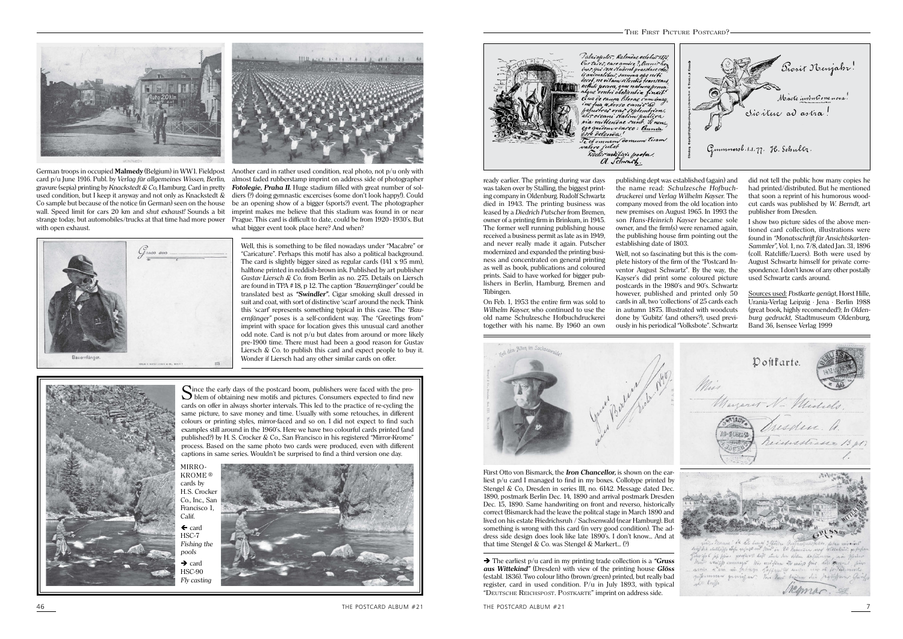German troops in occupied **Malmedy** (Belgium) in WW1. Fieldpost card p/u June 1916. Publ. by *Verlag für allgemeines Wissen, Berlin,* gravure (sepia) printing by *Knackstedt & Co,* Hamburg. Card in pretty used condition, but I kept it anyway and not only as Knackstedt & Co sample but because of the notice (in German) seen on the house wall. Speed limit for cars 20 km and *shut exhaust!* Sounds a bit strange today, but automobiles/trucks at that time had more power with open exhaust.

Another card in rather used condition, real photo, not p/u only with almost faded rubberstamp imprint on address side of photographer ***Fotolegie, Praha II.*** Huge stadium filled with great number of soldiers (?) doing gymnastic excercises (some don't look happy!). Could be an opening show of a bigger (sports?) event. The photographer imprint makes me believe that this stadium was found in or near Prague. This card is difficult to date, could be from 1920-1930's. But what bigger event took place here? And when?

Well, this is something to be filed nowadays under "Macabre" or "Caricature". Perhaps this motif has also a political background. The card is slightly bigger sized as regular cards (141 x 95 mm), halftone printed in reddish-brown ink. Published by art publisher *Gustav Liersch & Co.* from Berlin as no. 275. Details on Liersch are found in TPA # 18, p 12. The caption *"Bauernfänger"* could be translated best as ***"Swindler".*** Cigar smoking skull dressed in suit and coat, with sort of distinctive 'scarf' around the neck. Think this 'scarf' represents something typical in this case. The *"Bauernfänger"* poses is a self-confident way. The "Greetings from" imprint with space for location gives this unusual card another odd note. Card is not p/u but dates from around or more likely pre-1900 time. There must had been a good reason for Gustav Liersch & Co. to publish this card and expect people to buy it. Wonder if Liersch had any other similar cards on offer.

Since the early days of the postcard boom, publishers were faced with the problem of obtaining new motifs and pictures. Consumers expected to find new cards on offer in always shorter intervals. This led to the practice of re-cycling the same picture, to save money and time. Usually with some retouches, in different colours or printing styles, mirror-faced and so on. I did not expect to find such examples still around in the 1960's. Here we have two colourful cards printed (and published?) by H. S. Crocker & Co., San Francisco in his registered "Mirror-Krome" process. Based on the same photo two cards were produced, even with different captions in same series. Wouldn't be surprised to find a third version one day.

MIRRO-KROME ® cards by H.S. Crocker Co., Inc., San Francisco 1, Calif.

← card HSC-7 *Fishing the pools*

→ card HSC-90 *Fly casting*

ready earlier. The printing during war days was taken over by Stalling, the biggest printing company in Oldenburg. Rudolf Schwartz died in 1943. The printing business was leased by a *Diedrich Putscher* from Bremen, owner of a printing firm in Brinkum, in 1945. The former well running publishing house received a business permit as late as in 1949, and never really made it again. Putscher modernized and expanded the printing business and concentrated on general printing as well as book, publications and coloured prints. Said to have worked for bigger publishers in Berlin, Hamburg, Bremen and Tübingen.

On Feb. 1, 1953 the entire firm was sold to *Wilhelm Kayser,* who continued to use the old name Schulzesche Hofbuchdruckerei together with his name. By 1960 an own publishing dept was established (again) and the name read: *Schulzesche Hofbuchdruckerei und Verlag Wilhelm Kayser.* The company moved from the old location into new premises on August 1965. In 1993 the son *Hans-Heinrich Kayser* became sole owner, and the firm(s) were renamed again, the publishing house firm pointing out the establishing date of 1803.

Well, not so fascinating but this is the complete history of the firm of the "Postcard Inventor August Schwartz". By the way, the Kayser's did print some coloured picture postcards in the 1980's and 90's. Schwartz however, published and printed only 50 cards in all, two 'collections' of 25 cards each in autumn 1875. Illustrated with woodcuts done by 'Gubitz' (and others?), used previously in his periodical "Volksbote". Schwartz did not tell the public how many copies he had printed/distributed. But he mentioned that soon a reprint of his humorous woodcut cards was published by *W. Berndt,* art publisher from Dresden.

I show two picture sides of the above mentioned card collection, illustrations were found in *"Monatsschrift für Ansichtskarten-Sammler",* Vol. 1, no. 7/8, dated Jan. 31, 1896 (coll. Ratcliffe/Luers). Both were used by August Schwartz himself for private correspondence. I don't know of any other postally used Schwartz cards around.

Sources used: *Postkarte genügt,* Horst Hille, Urania-Verlag Leipzig · Jena · Berlin 1988 (great book, highly recomended!); *In Oldenburg gedruckt,* Stadtmuseum Oldenburg, Band 36, Isensee Verlag 1999

Fürst Otto von Bismarck, the ***Iron Chancellor,*** is shown on the earliest p/u card I managed to find in my boxes. Collotype printed by Stengel & Co, Dresden in series III, no. 6142. Message dated Dec. 1890, postmark Berlin Dec. 14, 1890 and arrival postmark Dresden Dec. 15, 1890. Same handwriting on front and reverso, historically correct (Bismarck had the leave the politcal stage in March 1890 and lived on his estate Friedrichsruh / Sachsenwald (near Hamburg). But something is wrong with this card (in very good condition). The address side design does look like late 1890's. I don't know... And at that time Stengel & Co. was Stengel & Markert... (?)

→ The earliest p/u card in my printing trade collection is a ***"Gruss aus Wittekind"*** (Dresden) with view of the printing house ***Glöss*** (establ. 1836). Two colour litho (brown/green) printed, but really bad register, card in used condition. P/u in July 1893, with typical "Deutsche Reichspost. Postkarte" imprint on address side.